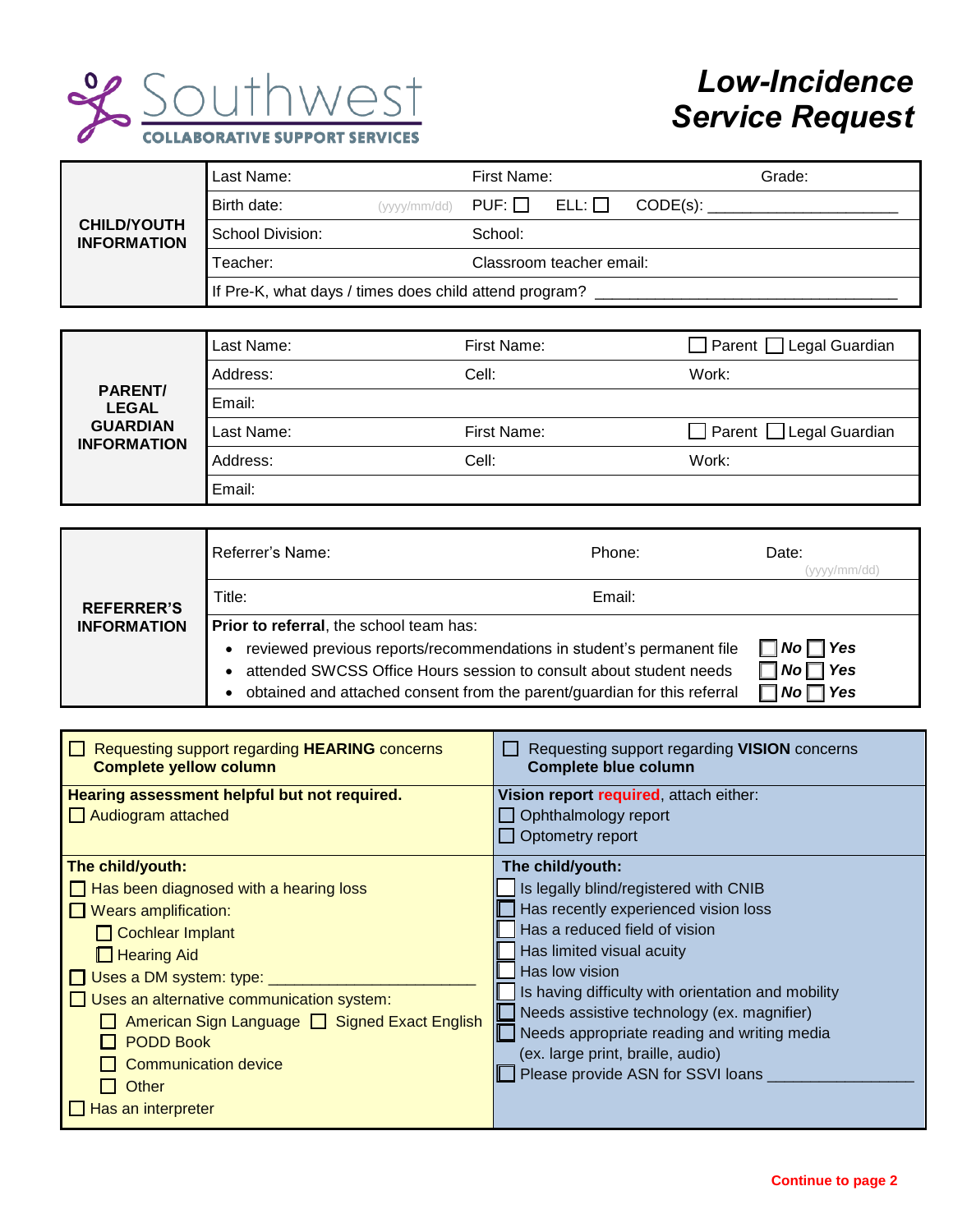Southwest
COLLABORATIVE SUPPORT SERVICES

# *Low-Incidence Service Request*

| **CHILD/YOUTH INFORMATION** | | | |
|---|---|---|---|
| | Last Name: | First Name: | Grade: |
| | Birth date: (yyyy/mm/dd) | PUF: ☐ ELL: ☐ | CODE(s): ____________________ |
| | School Division: | School: | |
| | Teacher: | Classroom teacher email: | |
| | If Pre-K, what days / times does child attend program? ________________________________ | | |

| **PARENT/ LEGAL GUARDIAN INFORMATION** | | | |
|---|---|---|---|
| | Last Name: | First Name: | ☐ Parent ☐ Legal Guardian |
| | Address: | Cell: | Work: |
| | Email: | | |
| | Last Name: | First Name: | ☐ Parent ☐ Legal Guardian |
| | Address: | Cell: | Work: |
| | Email: | | |

| **REFERRER'S INFORMATION** | | | |
|---|---|---|---|
| | Referrer's Name: | Phone: | Date: (yyyy/mm/dd) |
| | Title: | Email: | |
| | **Prior to referral**, the school team has: | | |
| | • reviewed previous reports/recommendations in student's permanent file | | ☐ ***No*** ☐ ***Yes*** |
| | • attended SWCSS Office Hours session to consult about student needs | | ☐ ***No*** ☐ ***Yes*** |
| | • obtained and attached consent from the parent/guardian for this referral | | ☐ ***No*** ☐ ***Yes*** |

| ☐ Requesting support regarding **HEARING** concerns **Complete yellow column** | ☐ Requesting support regarding **VISION** concerns **Complete blue column** |
|---|---|
| **Hearing assessment helpful but not required.**<br>☐ Audiogram attached | **Vision report required**, attach either:<br>☐ Ophthalmology report<br>☐ Optometry report |
| **The child/youth:**<br>☐ Has been diagnosed with a hearing loss<br>☐ Wears amplification:<br>&nbsp;&nbsp;&nbsp;&nbsp;☐ Cochlear Implant<br>&nbsp;&nbsp;&nbsp;&nbsp;☐ Hearing Aid<br>☐ Uses a DM system: type: ______________________<br>☐ Uses an alternative communication system:<br>&nbsp;&nbsp;&nbsp;&nbsp;☐ American Sign Language ☐ Signed Exact English<br>&nbsp;&nbsp;&nbsp;&nbsp;☐ PODD Book<br>&nbsp;&nbsp;&nbsp;&nbsp;☐ Communication device<br>&nbsp;&nbsp;&nbsp;&nbsp;☐ Other<br>☐ Has an interpreter | **The child/youth:**<br>☐ Is legally blind/registered with CNIB<br>☐ Has recently experienced vision loss<br>☐ Has a reduced field of vision<br>☐ Has limited visual acuity<br>☐ Has low vision<br>☐ Is having difficulty with orientation and mobility<br>☐ Needs assistive technology (ex. magnifier)<br>☐ Needs appropriate reading and writing media (ex. large print, braille, audio)<br>☐ Please provide ASN for SSVI loans ________________ |

**Continue to page 2**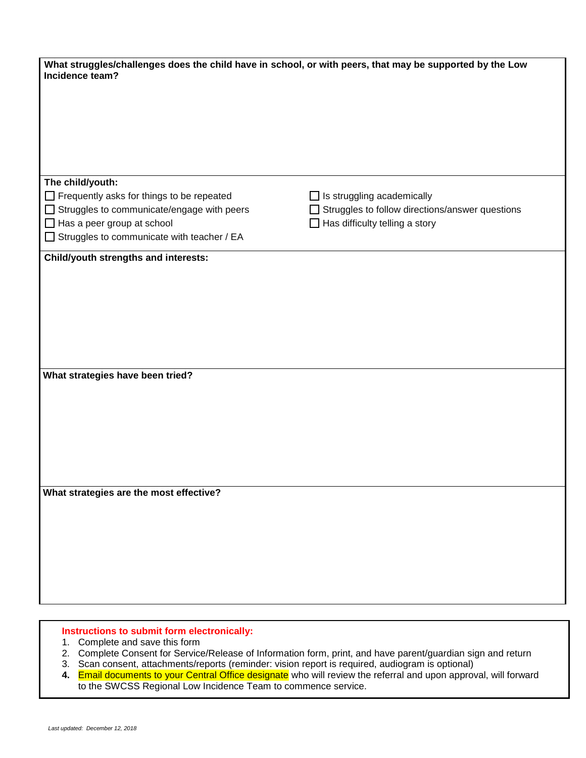**What struggles/challenges does the child have in school, or with peers, that may be supported by the Low Incidence team?**

**The child/youth:**

- ☐ Frequently asks for things to be repeated
- ☐ Struggles to communicate/engage with peers
- ☐ Has a peer group at school
- ☐ Struggles to communicate with teacher / EA
- ☐ Is struggling academically
- ☐ Struggles to follow directions/answer questions
- ☐ Has difficulty telling a story

**Child/youth strengths and interests:**

**What strategies have been tried?**

**What strategies are the most effective?**

**Instructions to submit form electronically:**

1. Complete and save this form
2. Complete Consent for Service/Release of Information form, print, and have parent/guardian sign and return
3. Scan consent, attachments/reports (reminder: vision report is required, audiogram is optional)
4. Email documents to your Central Office designate who will review the referral and upon approval, will forward to the SWCSS Regional Low Incidence Team to commence service.

*Last updated: December 12, 2018*